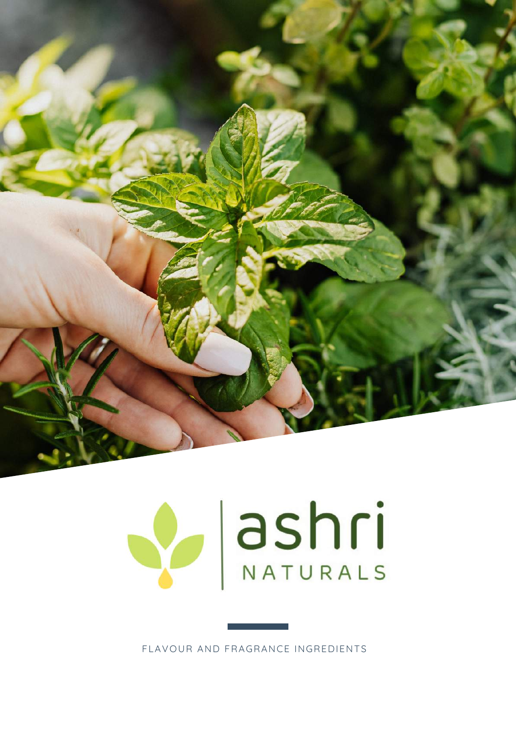# ashri NATURALS

FLAVOUR AND FRAGRANCE INGREDIENTS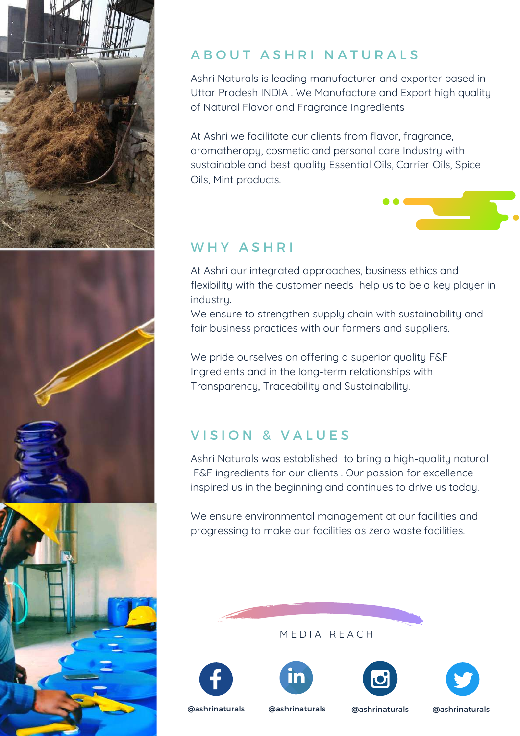## ABOUT ASHRI NATURALS

Ashri Naturals is leading manufacturer and exporter based in Uttar Pradesh INDIA . We Manufacture and Export high quality of Natural Flavor and Fragrance Ingredients

At Ashri we facilitate our clients from flavor, fragrance, aromatherapy, cosmetic and personal care Industry with sustainable and best quality Essential Oils, Carrier Oils, Spice Oils, Mint products.

## WHY ASHRI

At Ashri our integrated approaches, business ethics and flexibility with the customer needs help us to be a key player in industry.
We ensure to strengthen supply chain with sustainability and fair business practices with our farmers and suppliers.

We pride ourselves on offering a superior quality F&F Ingredients and in the long-term relationships with Transparency, Traceability and Sustainability.

## VISION & VALUES

Ashri Naturals was established to bring a high-quality natural F&F ingredients for our clients . Our passion for excellence inspired us in the beginning and continues to drive us today.

We ensure environmental management at our facilities and progressing to make our facilities as zero waste facilities.

MEDIA REACH

@ashrinaturals @ashrinaturals @ashrinaturals @ashrinaturals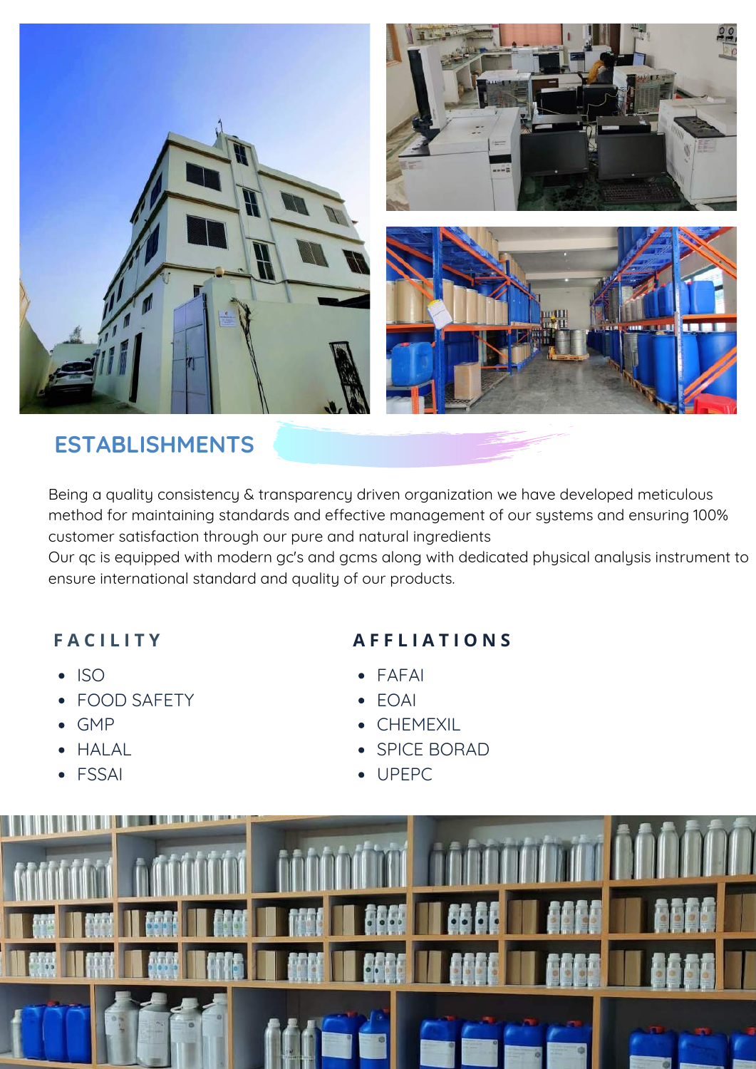## ESTABLISHMENTS

Being a quality consistency & transparency driven organization we have developed meticulous method for maintaining standards and effective management of our systems and ensuring 100% customer satisfaction through our pure and natural ingredients
Our qc is equipped with modern gc's and gcms along with dedicated physical analysis instrument to ensure international standard and quality of our products.

### FACILITY

- ISO
- FOOD SAFETY
- GMP
- HALAL
- FSSAI

### AFFLIATIONS

- FAFAI
- EOAI
- CHEMEXIL
- SPICE BORAD
- UPEPC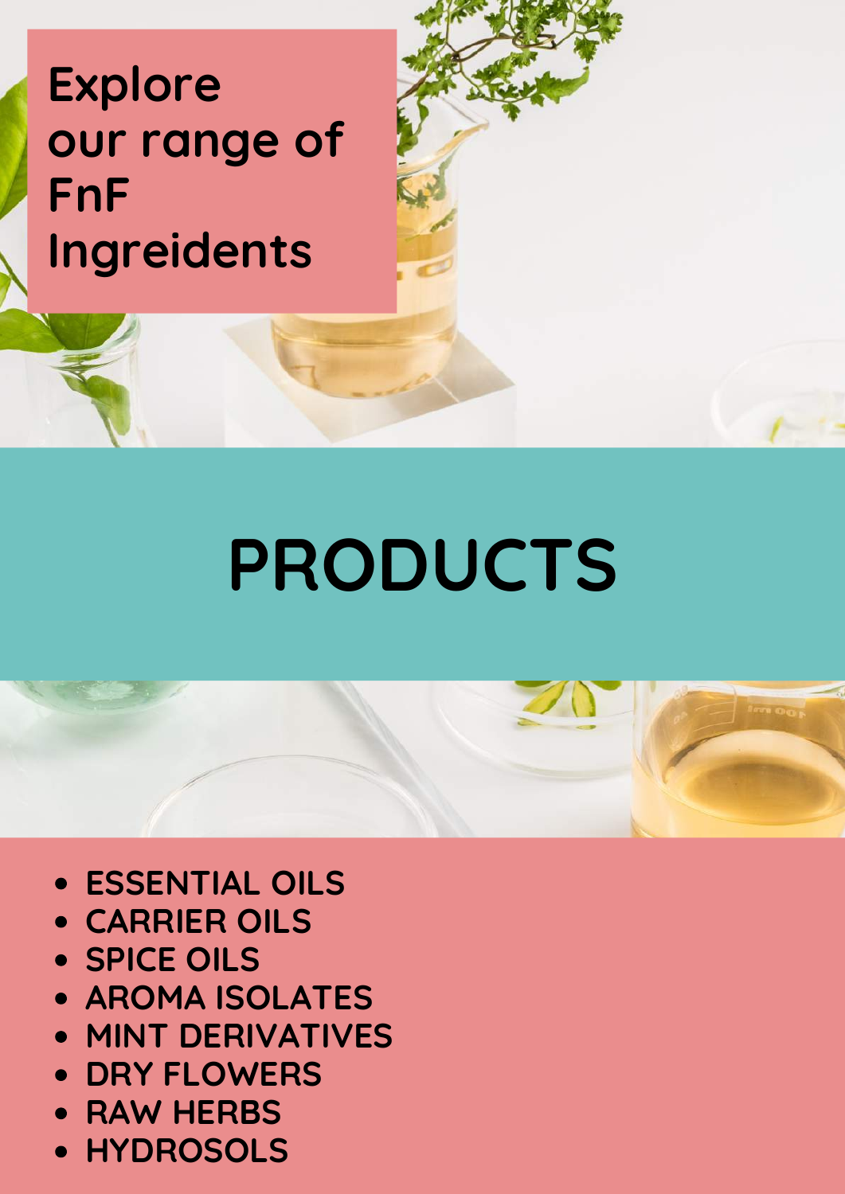Explore our range of FnF Ingreidents

# PRODUCTS

- ESSENTIAL OILS
- CARRIER OILS
- SPICE OILS
- AROMA ISOLATES
- MINT DERIVATIVES
- DRY FLOWERS
- RAW HERBS
- HYDROSOLS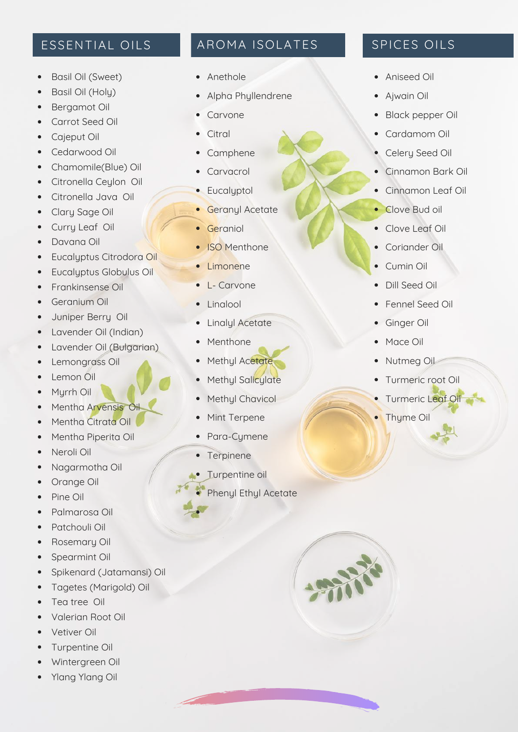## ESSENTIAL OILS

- Basil Oil (Sweet)
- Basil Oil (Holy)
- Bergamot Oil
- Carrot Seed Oil
- Cajeput Oil
- Cedarwood Oil
- Chamomile(Blue) Oil
- Citronella Ceylon Oil
- Citronella Java Oil
- Clary Sage Oil
- Curry Leaf Oil
- Davana Oil
- Eucalyptus Citrodora Oil
- Eucalyptus Globulus Oil
- Frankinsense Oil
- Geranium Oil
- Juniper Berry Oil
- Lavender Oil (Indian)
- Lavender Oil (Bulgarian)
- Lemongrass Oil
- Lemon Oil
- Myrrh Oil
- Mentha Arvensis Oil
- Mentha Citrata Oil
- Mentha Piperita Oil
- Neroli Oil
- Nagarmotha Oil
- Orange Oil
- Pine Oil
- Palmarosa Oil
- Patchouli Oil
- Rosemary Oil
- Spearmint Oil
- Spikenard (Jatamansi) Oil
- Tagetes (Marigold) Oil
- Tea tree Oil
- Valerian Root Oil
- Vetiver Oil
- Turpentine Oil
- Wintergreen Oil
- Ylang Ylang Oil

## AROMA ISOLATES

- Anethole
- Alpha Phyllendrene
- Carvone
- Citral
- Camphene
- Carvacrol
- Eucalyptol
- Geranyl Acetate
- Geraniol
- ISO Menthone
- Limonene
- L- Carvone
- Linalool
- Linalyl Acetate
- Menthone
- Methyl Acetate
- Methyl Salicylate
- Methyl Chavicol
- Mint Terpene
- Para-Cymene
- Terpinene
- Turpentine oil
- Phenyl Ethyl Acetate

## SPICES OILS

- Aniseed Oil
- Ajwain Oil
- Black pepper Oil
- Cardamom Oil
- Celery Seed Oil
- Cinnamon Bark Oil
- Cinnamon Leaf Oil
- Clove Bud oil
- Clove Leaf Oil
- Coriander Oil
- Cumin Oil
- Dill Seed Oil
- Fennel Seed Oil
- Ginger Oil
- Mace Oil
- Nutmeg Oil
- Turmeric root Oil
- Turmeric Leaf Oil
- Thyme Oil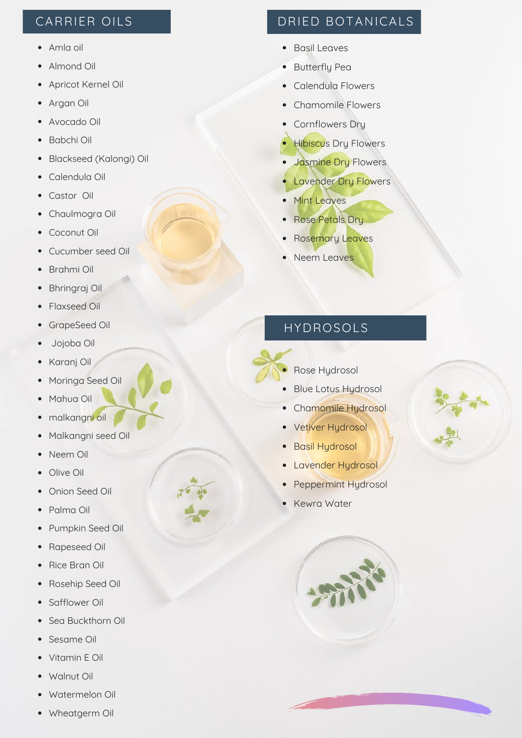## CARRIER OILS

- Amla oil
- Almond Oil
- Apricot Kernel Oil
- Argan Oil
- Avocado Oil
- Babchi Oil
- Blackseed (Kalongi) Oil
- Calendula Oil
- Castor  Oil
- Chaulmogra Oil
- Coconut Oil
- Cucumber seed Oil
- Brahmi Oil
- Bhringraj Oil
- Flaxseed Oil
- GrapeSeed Oil
- Jojoba Oil
- Karanj Oil
- Moringa Seed Oil
- Mahua Oil
- malkangni oil
- Malkangni seed Oil
- Neem Oil
- Olive Oil
- Onion Seed Oil
- Palma Oil
- Pumpkin Seed Oil
- Rapeseed Oil
- Rice Bran Oil
- Rosehip Seed Oil
- Safflower Oil
- Sea Buckthorn Oil
- Sesame Oil
- Vitamin E Oil
- Walnut Oil
- Watermelon Oil
- Wheatgerm Oil

## DRIED BOTANICALS

- Basil Leaves
- Butterfly Pea
- Calendula Flowers
- Chamomile Flowers
- Cornflowers Dry
- Hibiscus Dry Flowers
- Jasmine Dry Flowers
- Lavender Dry Flowers
- Mint Leaves
- Rose Petals Dry
- Rosemary Leaves
- Neem Leaves

## HYDROSOLS

- Rose Hydrosol
- Blue Lotus Hydrosol
- Chamomile Hydrosol
- Vetiver Hydrosol
- Basil Hydrosol
- Lavender Hydrosol
- Peppermint Hydrosol
- Kewra Water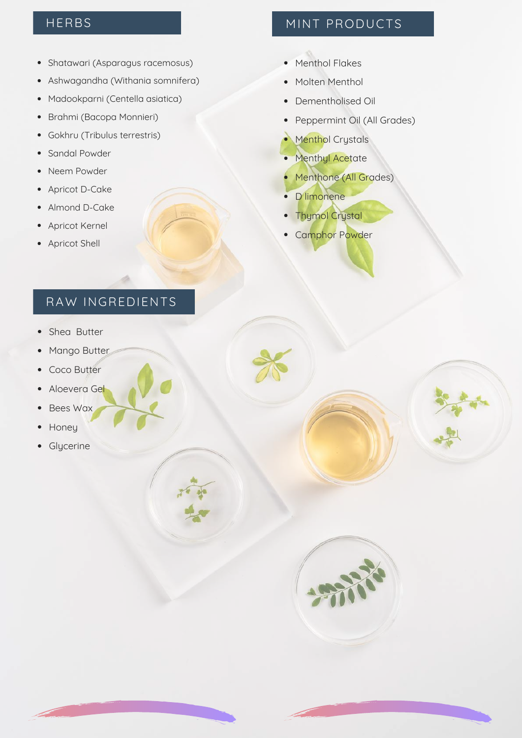## HERBS

- Shatawari (Asparagus racemosus)
- Ashwagandha (Withania somnifera)
- Madookparni (Centella asiatica)
- Brahmi (Bacopa Monnieri)
- Gokhru (Tribulus terrestris)
- Sandal Powder
- Neem Powder
- Apricot D-Cake
- Almond D-Cake
- Apricot Kernel
- Apricot Shell

## MINT PRODUCTS

- Menthol Flakes
- Molten Menthol
- Dementholised Oil
- Peppermint Oil (All Grades)
- Menthol Crystals
- Menthyl Acetate
- Menthone (All Grades)
- D limonene
- Thymol Crystal
- Camphor Powder

## RAW INGREDIENTS

- Shea Butter
- Mango Butter
- Coco Butter
- Aloevera Gel
- Bees Wax
- Honey
- Glycerine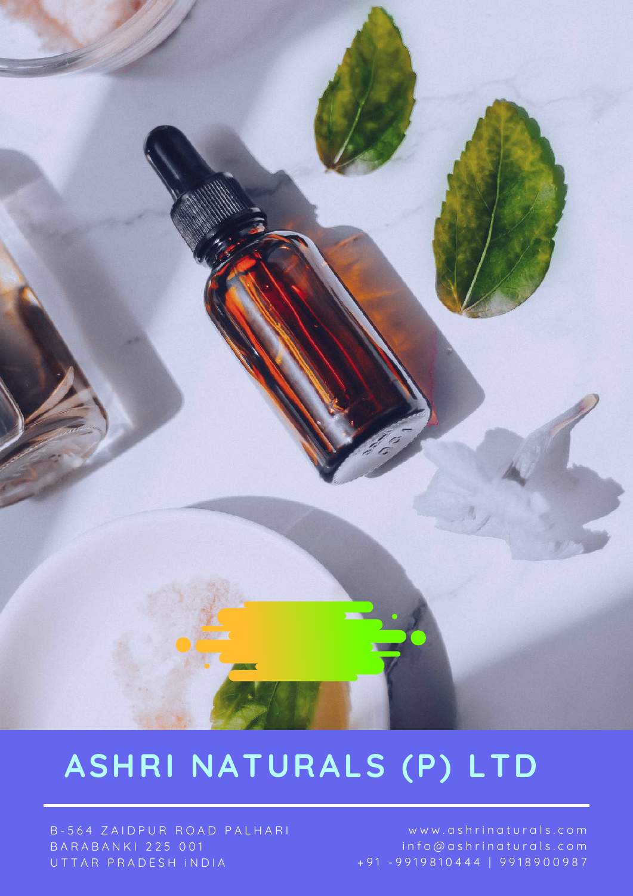# ASHRI NATURALS (P) LTD

B-564 ZAIDPUR ROAD PALHARI
BARABANKI 225 001
UTTAR PRADESH iNDIA

www.ashrinaturals.com
info@ashrinaturals.com
+91 -9919810444 | 9918900987